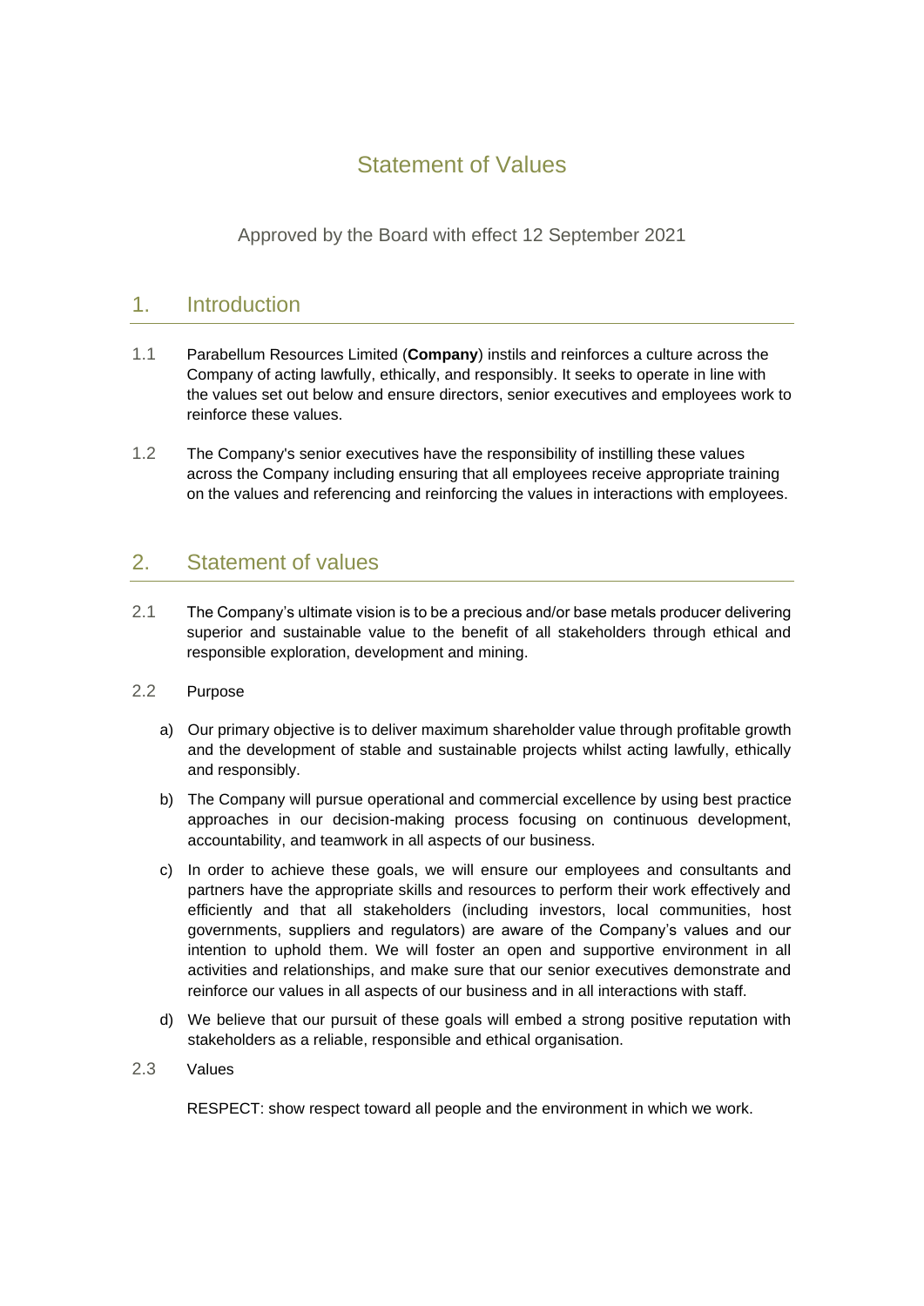# Statement of Values

Approved by the Board with effect 12 September 2021

## 1. Introduction

1.1 Parabellum Resources Limited (**Company**) instils and reinforces a culture across the Company of acting lawfully, ethically, and responsibly. It seeks to operate in line with the values set out below and ensure directors, senior executives and employees work to reinforce these values.

1.2 The Company's senior executives have the responsibility of instilling these values across the Company including ensuring that all employees receive appropriate training on the values and referencing and reinforcing the values in interactions with employees.

## 2. Statement of values

2.1 The Company's ultimate vision is to be a precious and/or base metals producer delivering superior and sustainable value to the benefit of all stakeholders through ethical and responsible exploration, development and mining.

2.2 Purpose

a) Our primary objective is to deliver maximum shareholder value through profitable growth and the development of stable and sustainable projects whilst acting lawfully, ethically and responsibly.

b) The Company will pursue operational and commercial excellence by using best practice approaches in our decision-making process focusing on continuous development, accountability, and teamwork in all aspects of our business.

c) In order to achieve these goals, we will ensure our employees and consultants and partners have the appropriate skills and resources to perform their work effectively and efficiently and that all stakeholders (including investors, local communities, host governments, suppliers and regulators) are aware of the Company's values and our intention to uphold them. We will foster an open and supportive environment in all activities and relationships, and make sure that our senior executives demonstrate and reinforce our values in all aspects of our business and in all interactions with staff.

d) We believe that our pursuit of these goals will embed a strong positive reputation with stakeholders as a reliable, responsible and ethical organisation.

2.3 Values

RESPECT: show respect toward all people and the environment in which we work.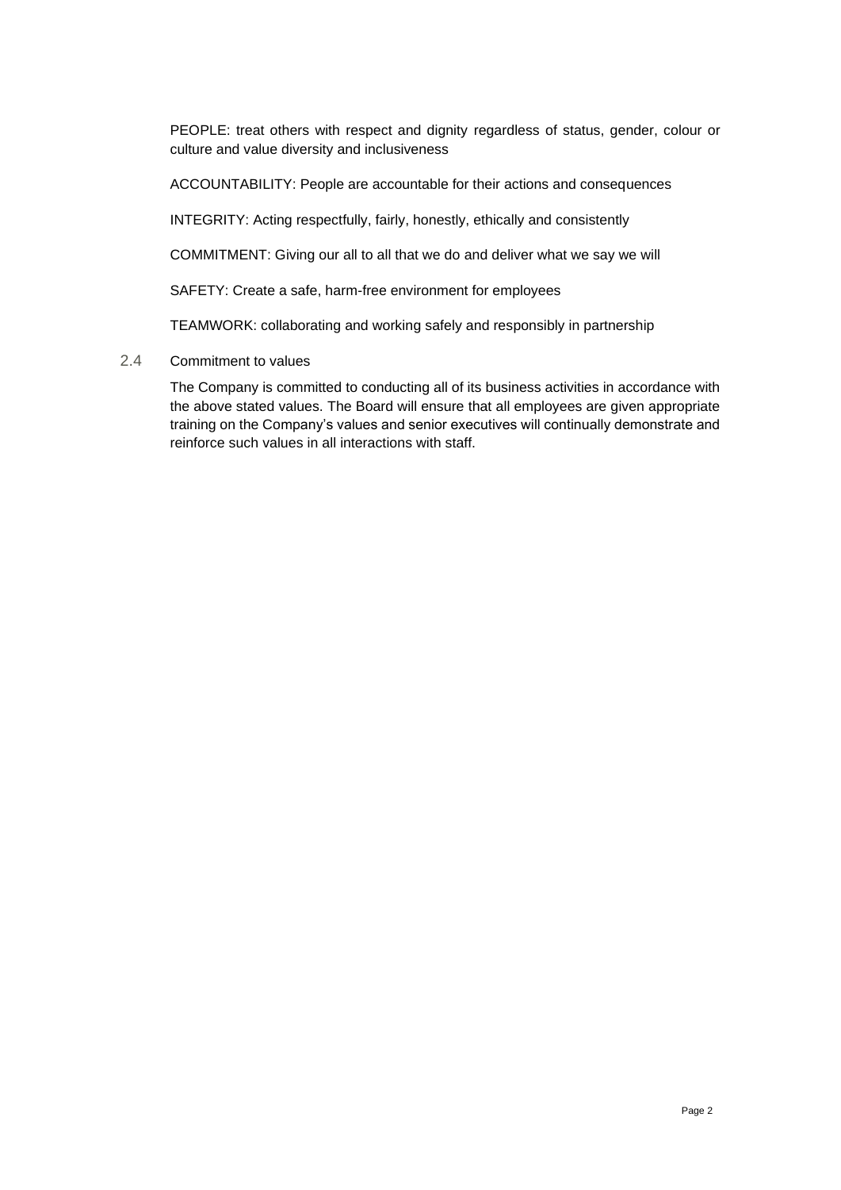PEOPLE: treat others with respect and dignity regardless of status, gender, colour or culture and value diversity and inclusiveness

ACCOUNTABILITY: People are accountable for their actions and consequences

INTEGRITY: Acting respectfully, fairly, honestly, ethically and consistently

COMMITMENT: Giving our all to all that we do and deliver what we say we will

SAFETY: Create a safe, harm-free environment for employees

TEAMWORK: collaborating and working safely and responsibly in partnership

### 2.4 Commitment to values

The Company is committed to conducting all of its business activities in accordance with the above stated values. The Board will ensure that all employees are given appropriate training on the Company's values and senior executives will continually demonstrate and reinforce such values in all interactions with staff.